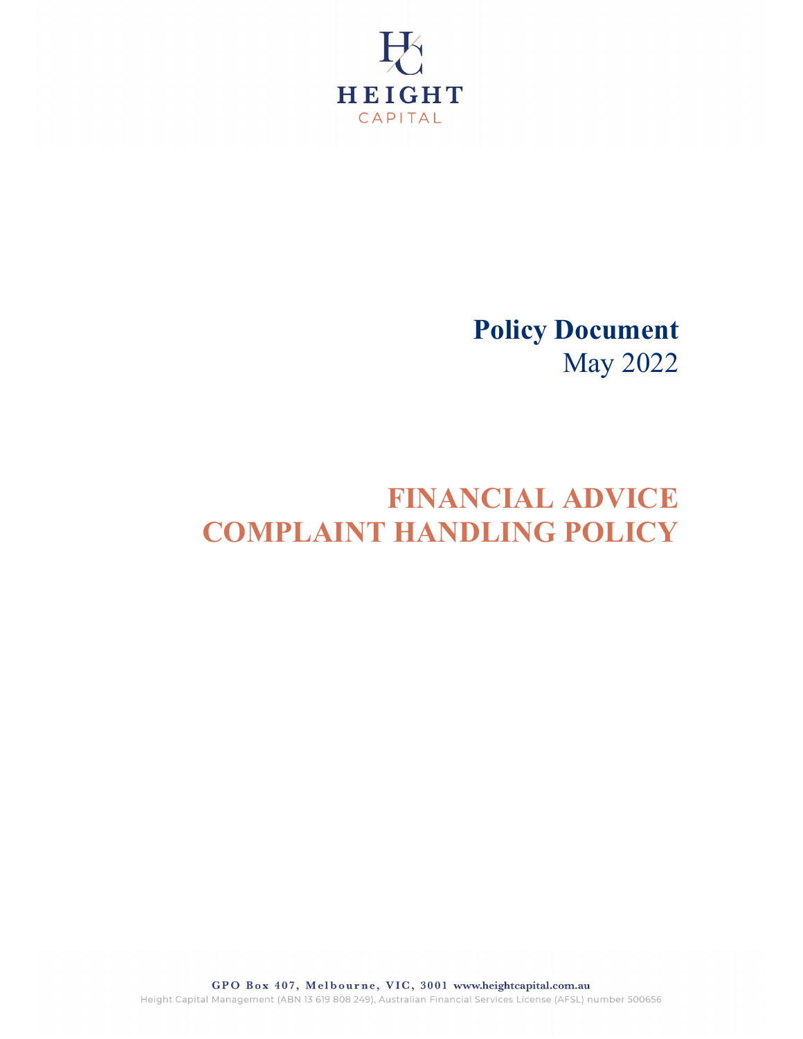HEIGHT

CAPITAL

**Policy Document**

May 2022

# FINANCIAL ADVICE COMPLAINT HANDLING POLICY

GPO Box 407, Melbourne, VIC, 3001 www.heightcapital.com.au

Height Capital Management (ABN 13 619 808 249), Australian Financial Services License (AFSL) number 500656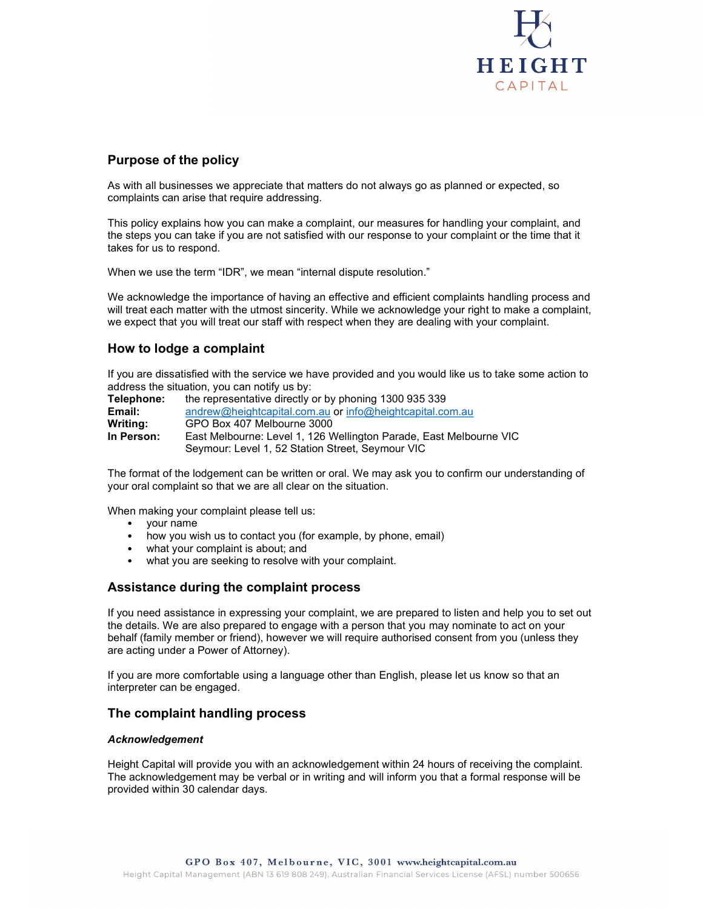## Purpose of the policy

As with all businesses we appreciate that matters do not always go as planned or expected, so complaints can arise that require addressing.

This policy explains how you can make a complaint, our measures for handling your complaint, and the steps you can take if you are not satisfied with our response to your complaint or the time that it takes for us to respond.

When we use the term "IDR", we mean "internal dispute resolution."

We acknowledge the importance of having an effective and efficient complaints handling process and will treat each matter with the utmost sincerity. While we acknowledge your right to make a complaint, we expect that you will treat our staff with respect when they are dealing with your complaint.

## How to lodge a complaint

If you are dissatisfied with the service we have provided and you would like us to take some action to address the situation, you can notify us by:

**Telephone:** the representative directly or by phoning 1300 935 339
**Email:** andrew@heightcapital.com.au or info@heightcapital.com.au
**Writing:** GPO Box 407 Melbourne 3000
**In Person:** East Melbourne: Level 1, 126 Wellington Parade, East Melbourne VIC
Seymour: Level 1, 52 Station Street, Seymour VIC

The format of the lodgement can be written or oral. We may ask you to confirm our understanding of your oral complaint so that we are all clear on the situation.

When making your complaint please tell us:

- your name
- how you wish us to contact you (for example, by phone, email)
- what your complaint is about; and
- what you are seeking to resolve with your complaint.

## Assistance during the complaint process

If you need assistance in expressing your complaint, we are prepared to listen and help you to set out the details. We are also prepared to engage with a person that you may nominate to act on your behalf (family member or friend), however we will require authorised consent from you (unless they are acting under a Power of Attorney).

If you are more comfortable using a language other than English, please let us know so that an interpreter can be engaged.

## The complaint handling process

### *Acknowledgement*

Height Capital will provide you with an acknowledgement within 24 hours of receiving the complaint. The acknowledgement may be verbal or in writing and will inform you that a formal response will be provided within 30 calendar days.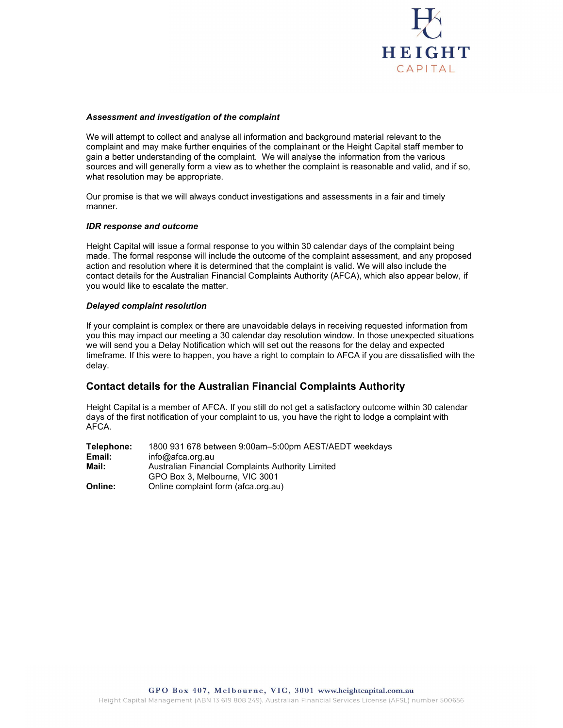***Assessment and investigation of the complaint***

We will attempt to collect and analyse all information and background material relevant to the complaint and may make further enquiries of the complainant or the Height Capital staff member to gain a better understanding of the complaint. We will analyse the information from the various sources and will generally form a view as to whether the complaint is reasonable and valid, and if so, what resolution may be appropriate.

Our promise is that we will always conduct investigations and assessments in a fair and timely manner.

***IDR response and outcome***

Height Capital will issue a formal response to you within 30 calendar days of the complaint being made. The formal response will include the outcome of the complaint assessment, and any proposed action and resolution where it is determined that the complaint is valid. We will also include the contact details for the Australian Financial Complaints Authority (AFCA), which also appear below, if you would like to escalate the matter.

***Delayed complaint resolution***

If your complaint is complex or there are unavoidable delays in receiving requested information from you this may impact our meeting a 30 calendar day resolution window. In those unexpected situations we will send you a Delay Notification which will set out the reasons for the delay and expected timeframe. If this were to happen, you have a right to complain to AFCA if you are dissatisfied with the delay.

## Contact details for the Australian Financial Complaints Authority

Height Capital is a member of AFCA. If you still do not get a satisfactory outcome within 30 calendar days of the first notification of your complaint to us, you have the right to lodge a complaint with AFCA.

| | |
|---|---|
| **Telephone:** | 1800 931 678 between 9:00am–5:00pm AEST/AEDT weekdays |
| **Email:** | info@afca.org.au |
| **Mail:** | Australian Financial Complaints Authority Limited<br>GPO Box 3, Melbourne, VIC 3001 |
| **Online:** | Online complaint form (afca.org.au) |